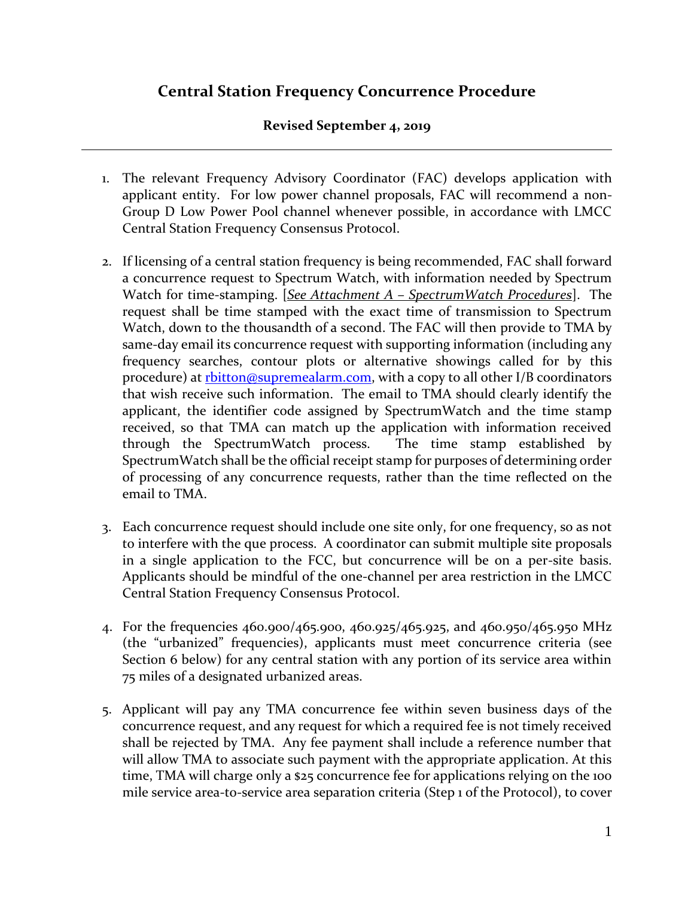# Central Station Frequency Concurrence Procedure

**Revised September 4, 2019**

---

1. The relevant Frequency Advisory Coordinator (FAC) develops application with applicant entity. For low power channel proposals, FAC will recommend a non-Group D Low Power Pool channel whenever possible, in accordance with LMCC Central Station Frequency Consensus Protocol.

2. If licensing of a central station frequency is being recommended, FAC shall forward a concurrence request to Spectrum Watch, with information needed by Spectrum Watch for time-stamping. [*See Attachment A – SpectrumWatch Procedures*]. The request shall be time stamped with the exact time of transmission to Spectrum Watch, down to the thousandth of a second. The FAC will then provide to TMA by same-day email its concurrence request with supporting information (including any frequency searches, contour plots or alternative showings called for by this procedure) at rbitton@supremealarm.com, with a copy to all other I/B coordinators that wish receive such information. The email to TMA should clearly identify the applicant, the identifier code assigned by SpectrumWatch and the time stamp received, so that TMA can match up the application with information received through the SpectrumWatch process. The time stamp established by SpectrumWatch shall be the official receipt stamp for purposes of determining order of processing of any concurrence requests, rather than the time reflected on the email to TMA.

3. Each concurrence request should include one site only, for one frequency, so as not to interfere with the que process. A coordinator can submit multiple site proposals in a single application to the FCC, but concurrence will be on a per-site basis. Applicants should be mindful of the one-channel per area restriction in the LMCC Central Station Frequency Consensus Protocol.

4. For the frequencies 460.900/465.900, 460.925/465.925, and 460.950/465.950 MHz (the "urbanized" frequencies), applicants must meet concurrence criteria (see Section 6 below) for any central station with any portion of its service area within 75 miles of a designated urbanized areas.

5. Applicant will pay any TMA concurrence fee within seven business days of the concurrence request, and any request for which a required fee is not timely received shall be rejected by TMA. Any fee payment shall include a reference number that will allow TMA to associate such payment with the appropriate application. At this time, TMA will charge only a $25 concurrence fee for applications relying on the 100 mile service area-to-service area separation criteria (Step 1 of the Protocol), to cover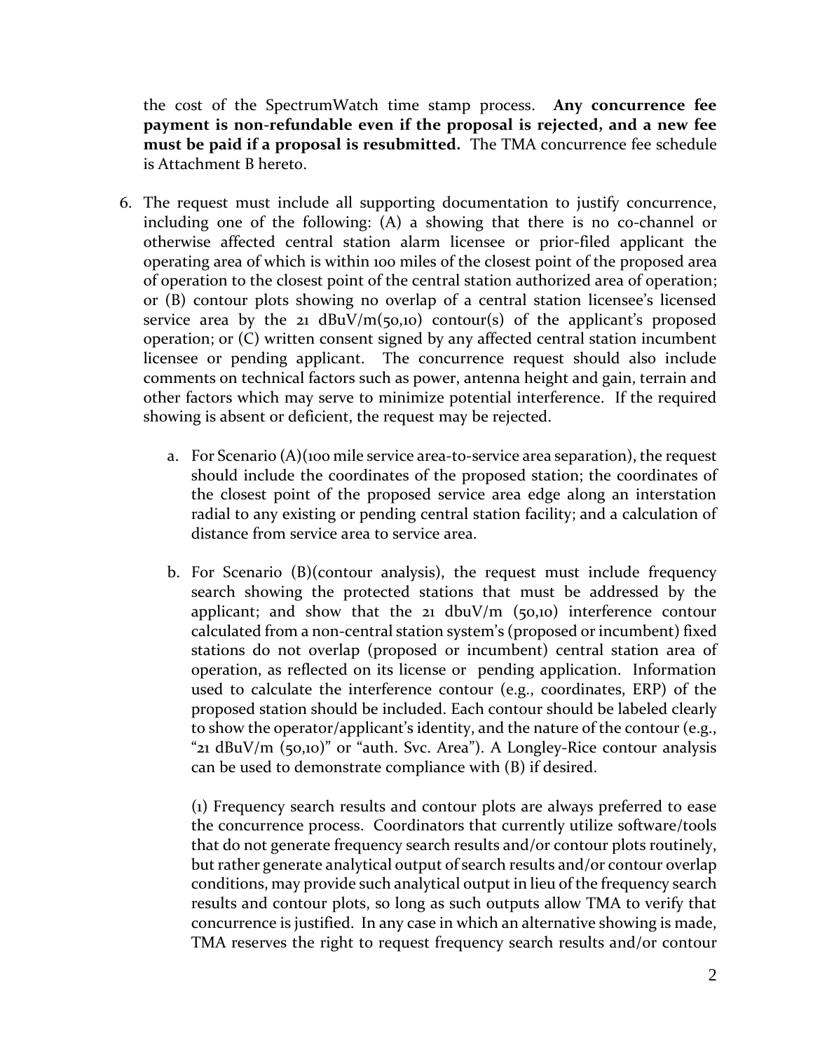the cost of the SpectrumWatch time stamp process. **Any concurrence fee payment is non-refundable even if the proposal is rejected, and a new fee must be paid if a proposal is resubmitted.** The TMA concurrence fee schedule is Attachment B hereto.

6. The request must include all supporting documentation to justify concurrence, including one of the following: (A) a showing that there is no co-channel or otherwise affected central station alarm licensee or prior-filed applicant the operating area of which is within 100 miles of the closest point of the proposed area of operation to the closest point of the central station authorized area of operation; or (B) contour plots showing no overlap of a central station licensee's licensed service area by the 21 dBuV/m(50,10) contour(s) of the applicant's proposed operation; or (C) written consent signed by any affected central station incumbent licensee or pending applicant. The concurrence request should also include comments on technical factors such as power, antenna height and gain, terrain and other factors which may serve to minimize potential interference. If the required showing is absent or deficient, the request may be rejected.

   a. For Scenario (A)(100 mile service area-to-service area separation), the request should include the coordinates of the proposed station; the coordinates of the closest point of the proposed service area edge along an interstation radial to any existing or pending central station facility; and a calculation of distance from service area to service area.

   b. For Scenario (B)(contour analysis), the request must include frequency search showing the protected stations that must be addressed by the applicant; and show that the 21 dbuV/m (50,10) interference contour calculated from a non-central station system's (proposed or incumbent) fixed stations do not overlap (proposed or incumbent) central station area of operation, as reflected on its license or pending application. Information used to calculate the interference contour (e.g., coordinates, ERP) of the proposed station should be included. Each contour should be labeled clearly to show the operator/applicant's identity, and the nature of the contour (e.g., "21 dBuV/m (50,10)" or "auth. Svc. Area"). A Longley-Rice contour analysis can be used to demonstrate compliance with (B) if desired.

      (1) Frequency search results and contour plots are always preferred to ease the concurrence process. Coordinators that currently utilize software/tools that do not generate frequency search results and/or contour plots routinely, but rather generate analytical output of search results and/or contour overlap conditions, may provide such analytical output in lieu of the frequency search results and contour plots, so long as such outputs allow TMA to verify that concurrence is justified. In any case in which an alternative showing is made, TMA reserves the right to request frequency search results and/or contour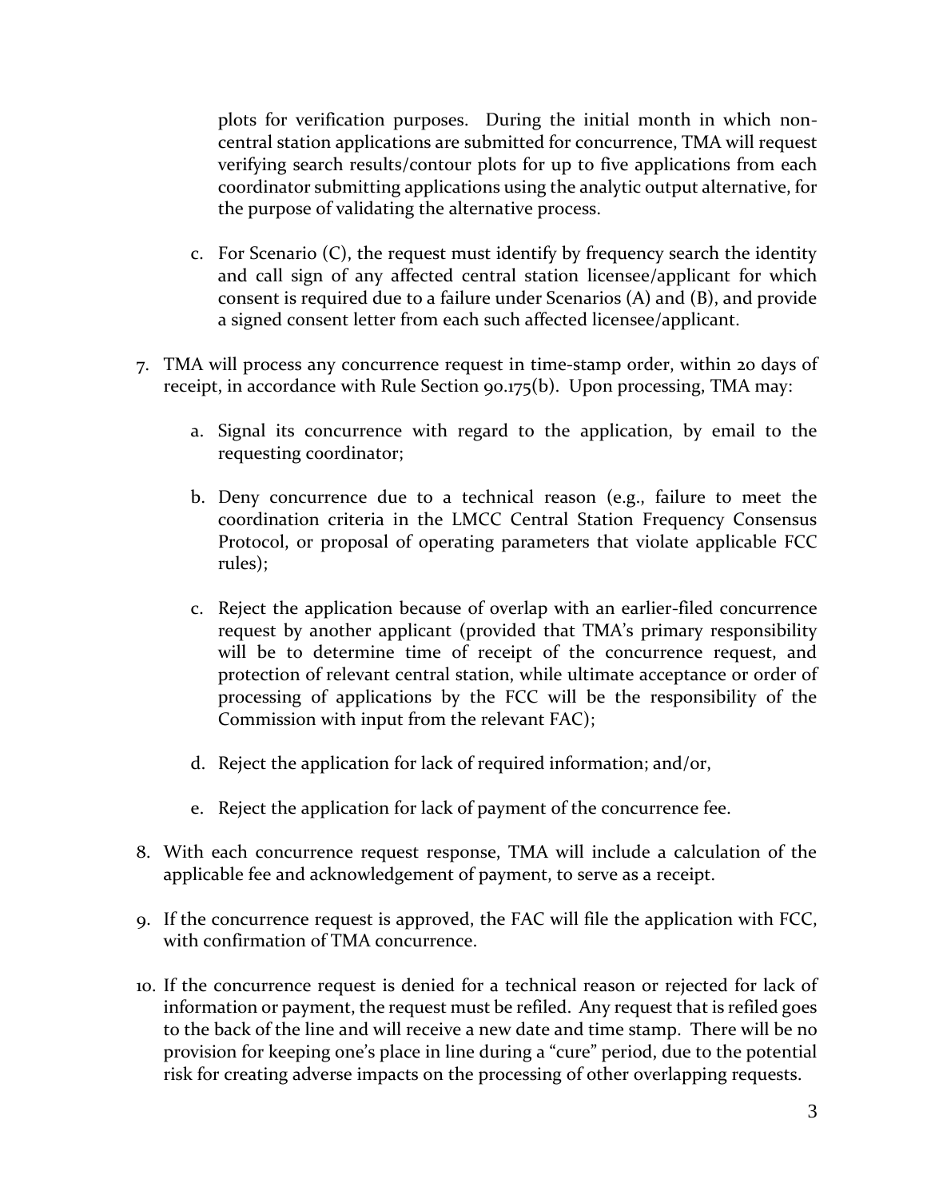plots for verification purposes. During the initial month in which non-central station applications are submitted for concurrence, TMA will request verifying search results/contour plots for up to five applications from each coordinator submitting applications using the analytic output alternative, for the purpose of validating the alternative process.

c. For Scenario (C), the request must identify by frequency search the identity and call sign of any affected central station licensee/applicant for which consent is required due to a failure under Scenarios (A) and (B), and provide a signed consent letter from each such affected licensee/applicant.

7. TMA will process any concurrence request in time-stamp order, within 20 days of receipt, in accordance with Rule Section 90.175(b). Upon processing, TMA may:

   a. Signal its concurrence with regard to the application, by email to the requesting coordinator;

   b. Deny concurrence due to a technical reason (e.g., failure to meet the coordination criteria in the LMCC Central Station Frequency Consensus Protocol, or proposal of operating parameters that violate applicable FCC rules);

   c. Reject the application because of overlap with an earlier-filed concurrence request by another applicant (provided that TMA's primary responsibility will be to determine time of receipt of the concurrence request, and protection of relevant central station, while ultimate acceptance or order of processing of applications by the FCC will be the responsibility of the Commission with input from the relevant FAC);

   d. Reject the application for lack of required information; and/or,

   e. Reject the application for lack of payment of the concurrence fee.

8. With each concurrence request response, TMA will include a calculation of the applicable fee and acknowledgement of payment, to serve as a receipt.

9. If the concurrence request is approved, the FAC will file the application with FCC, with confirmation of TMA concurrence.

10. If the concurrence request is denied for a technical reason or rejected for lack of information or payment, the request must be refiled. Any request that is refiled goes to the back of the line and will receive a new date and time stamp. There will be no provision for keeping one's place in line during a "cure" period, due to the potential risk for creating adverse impacts on the processing of other overlapping requests.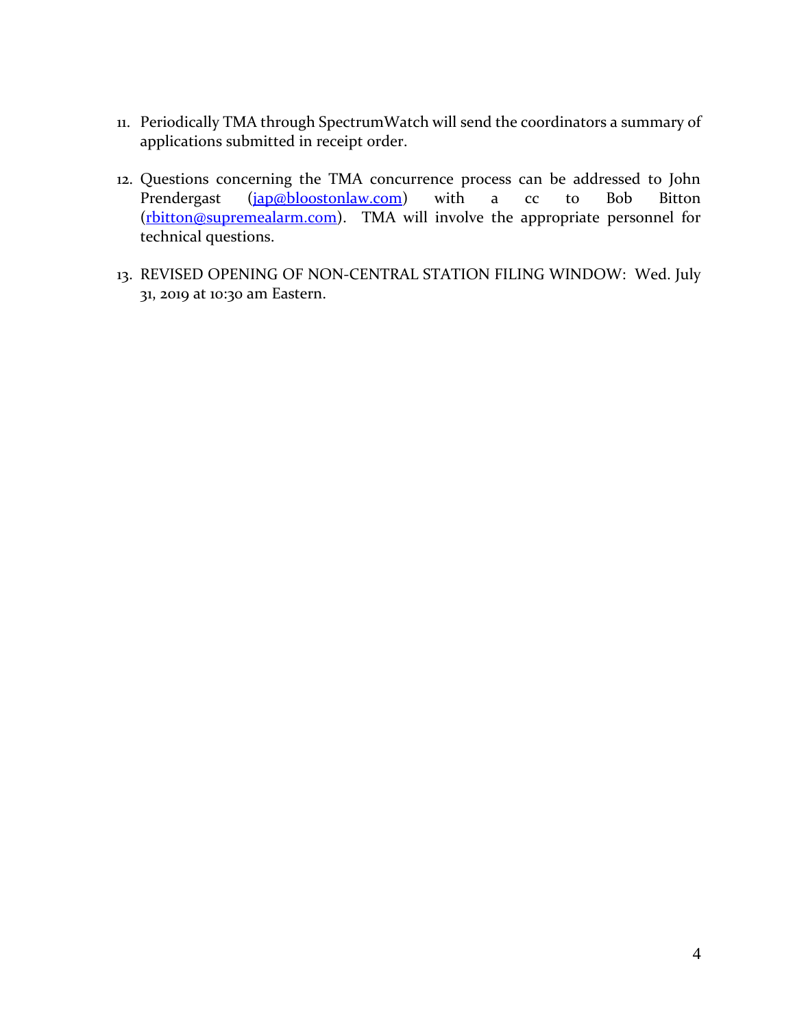11. Periodically TMA through SpectrumWatch will send the coordinators a summary of applications submitted in receipt order.

12. Questions concerning the TMA concurrence process can be addressed to John Prendergast (jap@bloostonlaw.com) with a cc to Bob Bitton (rbitton@supremealarm.com). TMA will involve the appropriate personnel for technical questions.

13. REVISED OPENING OF NON-CENTRAL STATION FILING WINDOW: Wed. July 31, 2019 at 10:30 am Eastern.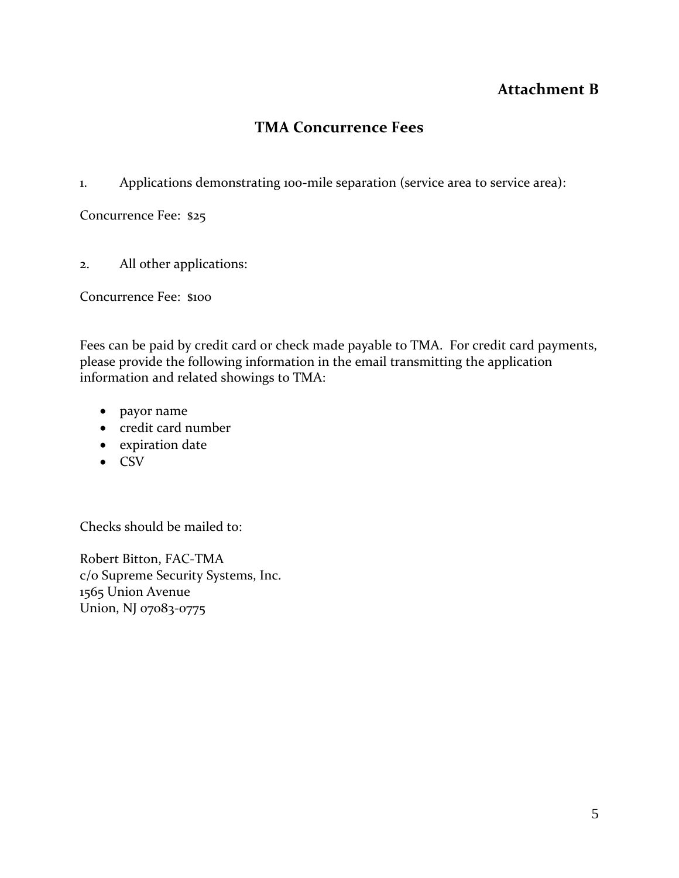**Attachment B**

## TMA Concurrence Fees

1. Applications demonstrating 100-mile separation (service area to service area):

Concurrence Fee: $25

2. All other applications:

Concurrence Fee: $100

Fees can be paid by credit card or check made payable to TMA. For credit card payments, please provide the following information in the email transmitting the application information and related showings to TMA:

- payor name
- credit card number
- expiration date
- CSV

Checks should be mailed to:

Robert Bitton, FAC-TMA
c/o Supreme Security Systems, Inc.
1565 Union Avenue
Union, NJ 07083-0775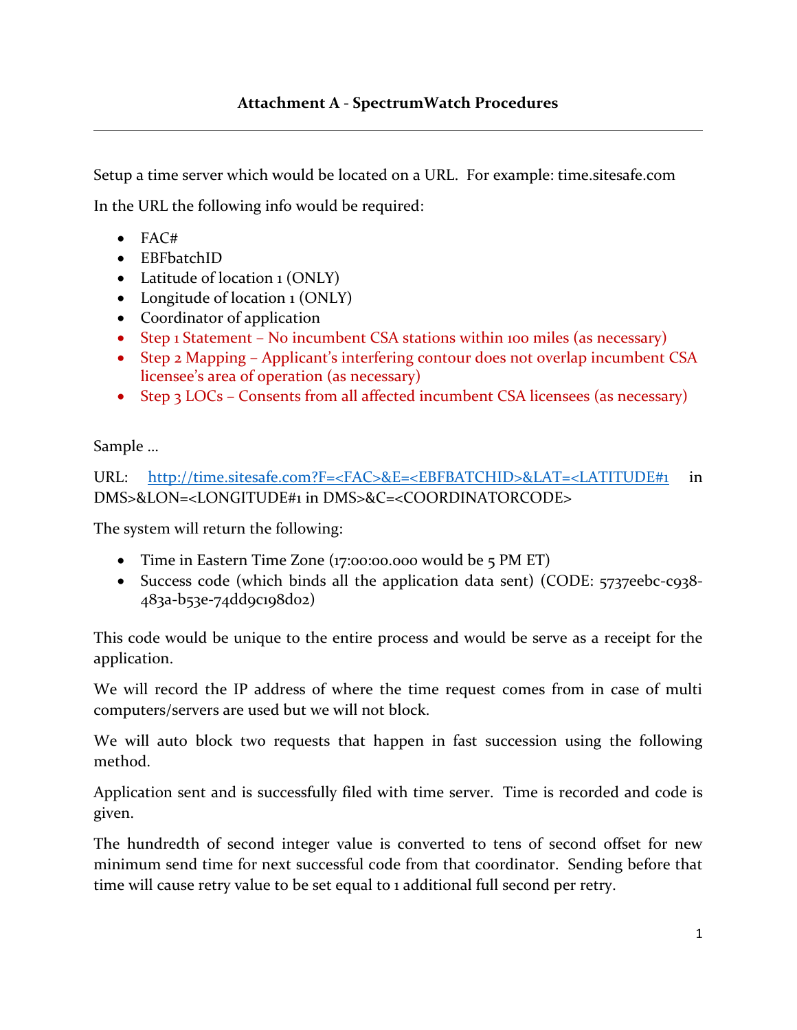**Attachment A - SpectrumWatch Procedures**

---

Setup a time server which would be located on a URL. For example: time.sitesafe.com

In the URL the following info would be required:

- FAC#
- EBFbatchID
- Latitude of location 1 (ONLY)
- Longitude of location 1 (ONLY)
- Coordinator of application
- Step 1 Statement – No incumbent CSA stations within 100 miles (as necessary)
- Step 2 Mapping – Applicant's interfering contour does not overlap incumbent CSA licensee's area of operation (as necessary)
- Step 3 LOCs – Consents from all affected incumbent CSA licensees (as necessary)

Sample …

URL: http://time.sitesafe.com?F=<FAC>&E=<EBFBATCHID>&LAT=<LATITUDE#1 in DMS>&LON=<LONGITUDE#1 in DMS>&C=<COORDINATORCODE>

The system will return the following:

- Time in Eastern Time Zone (17:00:00.000 would be 5 PM ET)
- Success code (which binds all the application data sent) (CODE: 5737eebc-c938-483a-b53e-74dd9c198d02)

This code would be unique to the entire process and would be serve as a receipt for the application.

We will record the IP address of where the time request comes from in case of multi computers/servers are used but we will not block.

We will auto block two requests that happen in fast succession using the following method.

Application sent and is successfully filed with time server. Time is recorded and code is given.

The hundredth of second integer value is converted to tens of second offset for new minimum send time for next successful code from that coordinator. Sending before that time will cause retry value to be set equal to 1 additional full second per retry.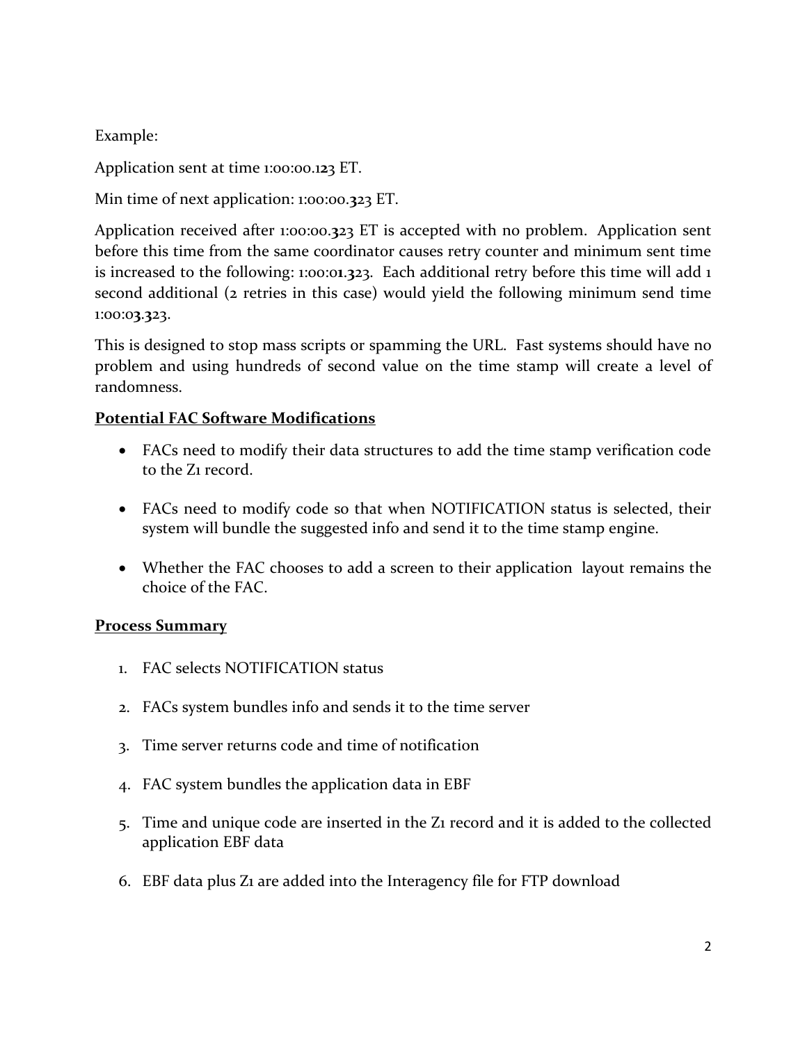Example:

Application sent at time 1:00:00.1**23** ET.

Min time of next application: 1:00:00.**3**23 ET.

Application received after 1:00:00.**3**23 ET is accepted with no problem. Application sent before this time from the same coordinator causes retry counter and minimum sent time is increased to the following: 1:00:0**1**.**3**23. Each additional retry before this time will add 1 second additional (2 retries in this case) would yield the following minimum send time 1:00:0**3**.**3**23.

This is designed to stop mass scripts or spamming the URL. Fast systems should have no problem and using hundreds of second value on the time stamp will create a level of randomness.

**Potential FAC Software Modifications**

- FACs need to modify their data structures to add the time stamp verification code to the Z1 record.
- FACs need to modify code so that when NOTIFICATION status is selected, their system will bundle the suggested info and send it to the time stamp engine.
- Whether the FAC chooses to add a screen to their application layout remains the choice of the FAC.

**Process Summary**

1. FAC selects NOTIFICATION status
2. FACs system bundles info and sends it to the time server
3. Time server returns code and time of notification
4. FAC system bundles the application data in EBF
5. Time and unique code are inserted in the Z1 record and it is added to the collected application EBF data
6. EBF data plus Z1 are added into the Interagency file for FTP download